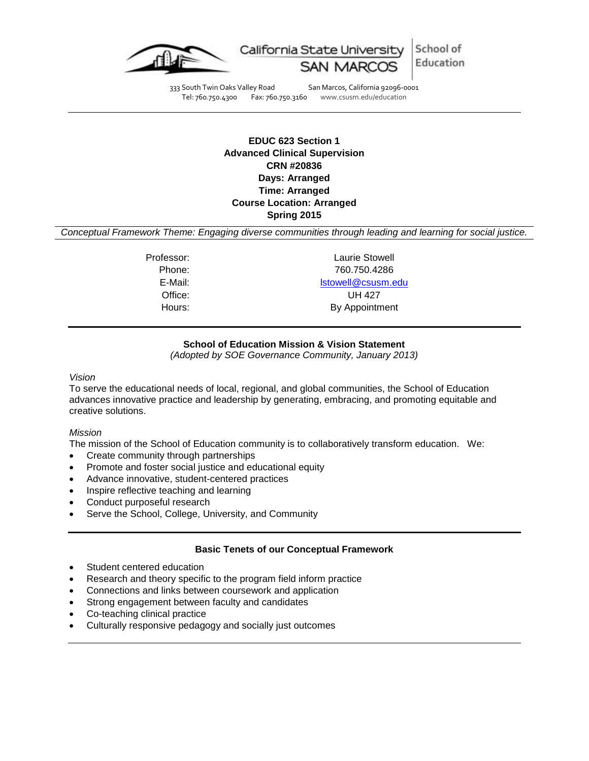California State University SAN MARCOS | School of Education

333 South Twin Oaks Valley Road San Marcos, California 92096-0001
Tel: 760.750.4300 Fax: 760.750.3160 www.csusm.edu/education

---

**EDUC 623 Section 1**
**Advanced Clinical Supervision**
**CRN #20836**
**Days: Arranged**
**Time: Arranged**
**Course Location: Arranged**
**Spring 2015**

*Conceptual Framework Theme: Engaging diverse communities through leading and learning for social justice.*

| | |
|---|---|
| Professor: | Laurie Stowell |
| Phone: | 760.750.4286 |
| E-Mail: | lstowell@csusm.edu |
| Office: | UH 427 |
| Hours: | By Appointment |

---

## School of Education Mission & Vision Statement

*(Adopted by SOE Governance Community, January 2013)*

*Vision*

To serve the educational needs of local, regional, and global communities, the School of Education advances innovative practice and leadership by generating, embracing, and promoting equitable and creative solutions.

*Mission*

The mission of the School of Education community is to collaboratively transform education. We:

- Create community through partnerships
- Promote and foster social justice and educational equity
- Advance innovative, student-centered practices
- Inspire reflective teaching and learning
- Conduct purposeful research
- Serve the School, College, University, and Community

---

## Basic Tenets of our Conceptual Framework

- Student centered education
- Research and theory specific to the program field inform practice
- Connections and links between coursework and application
- Strong engagement between faculty and candidates
- Co-teaching clinical practice
- Culturally responsive pedagogy and socially just outcomes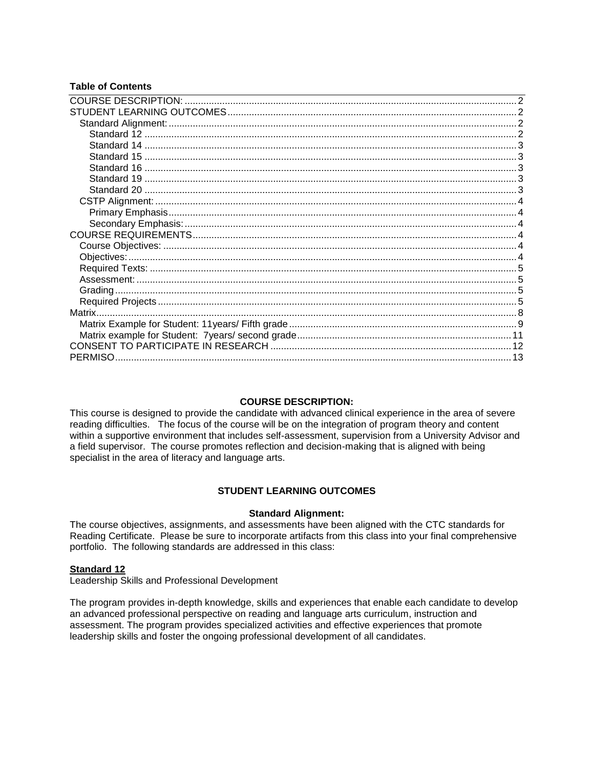**Table of Contents**

COURSE DESCRIPTION: ... 2
STUDENT LEARNING OUTCOMES ... 2
- Standard Alignment: ... 2
  - Standard 12 ... 2
  - Standard 14 ... 3
  - Standard 15 ... 3
  - Standard 16 ... 3
  - Standard 19 ... 3
  - Standard 20 ... 3
- CSTP Alignment: ... 4
  - Primary Emphasis ... 4
  - Secondary Emphasis: ... 4

COURSE REQUIREMENTS ... 4
- Course Objectives: ... 4
- Objectives: ... 4
- Required Texts: ... 5
- Assessment: ... 5
- Grading ... 5
- Required Projects ... 5

Matrix ... 8
- Matrix Example for Student: 11years/ Fifth grade ... 9
- Matrix example for Student: 7years/ second grade ... 11

CONSENT TO PARTICIPATE IN RESEARCH ... 12
PERMISO ... 13

## COURSE DESCRIPTION:

This course is designed to provide the candidate with advanced clinical experience in the area of severe reading difficulties. The focus of the course will be on the integration of program theory and content within a supportive environment that includes self-assessment, supervision from a University Advisor and a field supervisor. The course promotes reflection and decision-making that is aligned with being specialist in the area of literacy and language arts.

## STUDENT LEARNING OUTCOMES

### Standard Alignment:

The course objectives, assignments, and assessments have been aligned with the CTC standards for Reading Certificate. Please be sure to incorporate artifacts from this class into your final comprehensive portfolio. The following standards are addressed in this class:

#### Standard 12

Leadership Skills and Professional Development

The program provides in-depth knowledge, skills and experiences that enable each candidate to develop an advanced professional perspective on reading and language arts curriculum, instruction and assessment. The program provides specialized activities and effective experiences that promote leadership skills and foster the ongoing professional development of all candidates.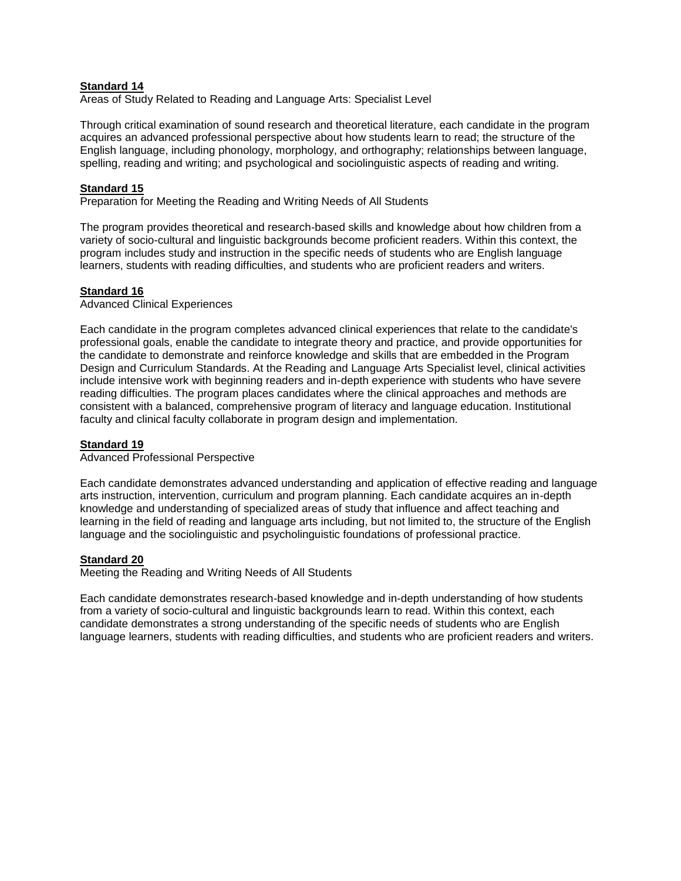**Standard 14**

Areas of Study Related to Reading and Language Arts: Specialist Level

Through critical examination of sound research and theoretical literature, each candidate in the program acquires an advanced professional perspective about how students learn to read; the structure of the English language, including phonology, morphology, and orthography; relationships between language, spelling, reading and writing; and psychological and sociolinguistic aspects of reading and writing.

**Standard 15**

Preparation for Meeting the Reading and Writing Needs of All Students

The program provides theoretical and research-based skills and knowledge about how children from a variety of socio-cultural and linguistic backgrounds become proficient readers. Within this context, the program includes study and instruction in the specific needs of students who are English language learners, students with reading difficulties, and students who are proficient readers and writers.

**Standard 16**

Advanced Clinical Experiences

Each candidate in the program completes advanced clinical experiences that relate to the candidate's professional goals, enable the candidate to integrate theory and practice, and provide opportunities for the candidate to demonstrate and reinforce knowledge and skills that are embedded in the Program Design and Curriculum Standards. At the Reading and Language Arts Specialist level, clinical activities include intensive work with beginning readers and in-depth experience with students who have severe reading difficulties. The program places candidates where the clinical approaches and methods are consistent with a balanced, comprehensive program of literacy and language education. Institutional faculty and clinical faculty collaborate in program design and implementation.

**Standard 19**

Advanced Professional Perspective

Each candidate demonstrates advanced understanding and application of effective reading and language arts instruction, intervention, curriculum and program planning. Each candidate acquires an in-depth knowledge and understanding of specialized areas of study that influence and affect teaching and learning in the field of reading and language arts including, but not limited to, the structure of the English language and the sociolinguistic and psycholinguistic foundations of professional practice.

**Standard 20**

Meeting the Reading and Writing Needs of All Students

Each candidate demonstrates research-based knowledge and in-depth understanding of how students from a variety of socio-cultural and linguistic backgrounds learn to read. Within this context, each candidate demonstrates a strong understanding of the specific needs of students who are English language learners, students with reading difficulties, and students who are proficient readers and writers.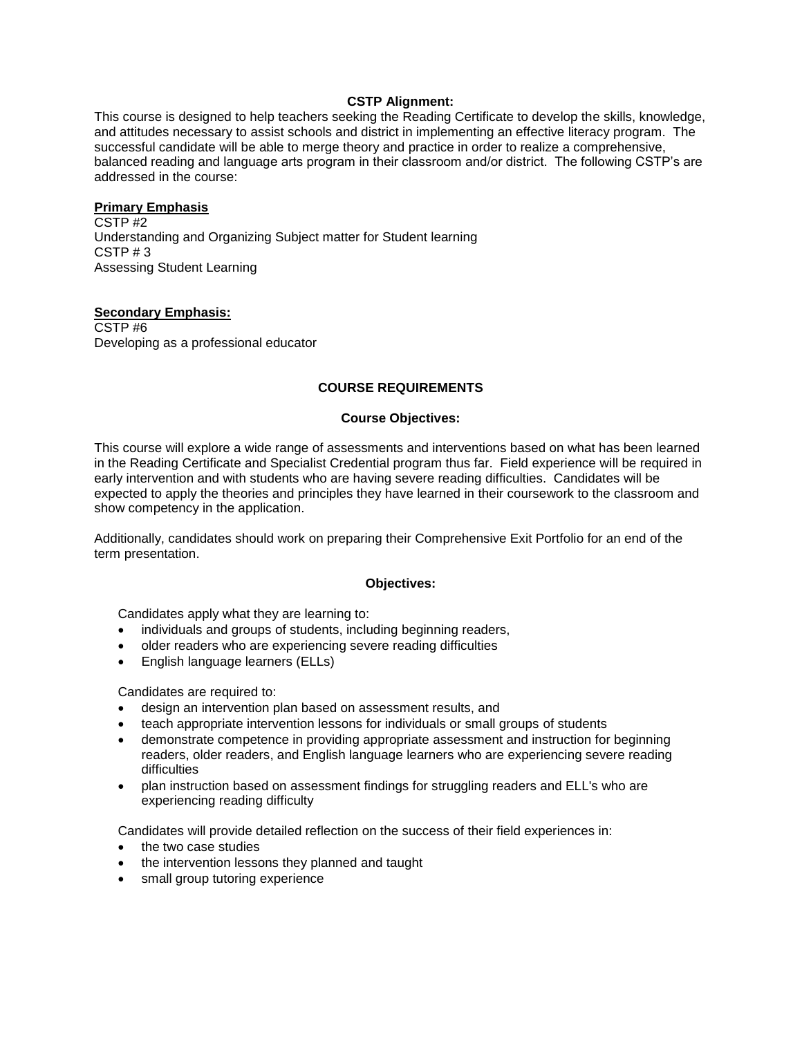**CSTP Alignment:**

This course is designed to help teachers seeking the Reading Certificate to develop the skills, knowledge, and attitudes necessary to assist schools and district in implementing an effective literacy program. The successful candidate will be able to merge theory and practice in order to realize a comprehensive, balanced reading and language arts program in their classroom and/or district. The following CSTP's are addressed in the course:

**Primary Emphasis**

CSTP #2
Understanding and Organizing Subject matter for Student learning
CSTP # 3
Assessing Student Learning

**Secondary Emphasis:**

CSTP #6
Developing as a professional educator

## COURSE REQUIREMENTS

### Course Objectives:

This course will explore a wide range of assessments and interventions based on what has been learned in the Reading Certificate and Specialist Credential program thus far. Field experience will be required in early intervention and with students who are having severe reading difficulties. Candidates will be expected to apply the theories and principles they have learned in their coursework to the classroom and show competency in the application.

Additionally, candidates should work on preparing their Comprehensive Exit Portfolio for an end of the term presentation.

### Objectives:

Candidates apply what they are learning to:

- individuals and groups of students, including beginning readers,
- older readers who are experiencing severe reading difficulties
- English language learners (ELLs)

Candidates are required to:

- design an intervention plan based on assessment results, and
- teach appropriate intervention lessons for individuals or small groups of students
- demonstrate competence in providing appropriate assessment and instruction for beginning readers, older readers, and English language learners who are experiencing severe reading difficulties
- plan instruction based on assessment findings for struggling readers and ELL's who are experiencing reading difficulty

Candidates will provide detailed reflection on the success of their field experiences in:

- the two case studies
- the intervention lessons they planned and taught
- small group tutoring experience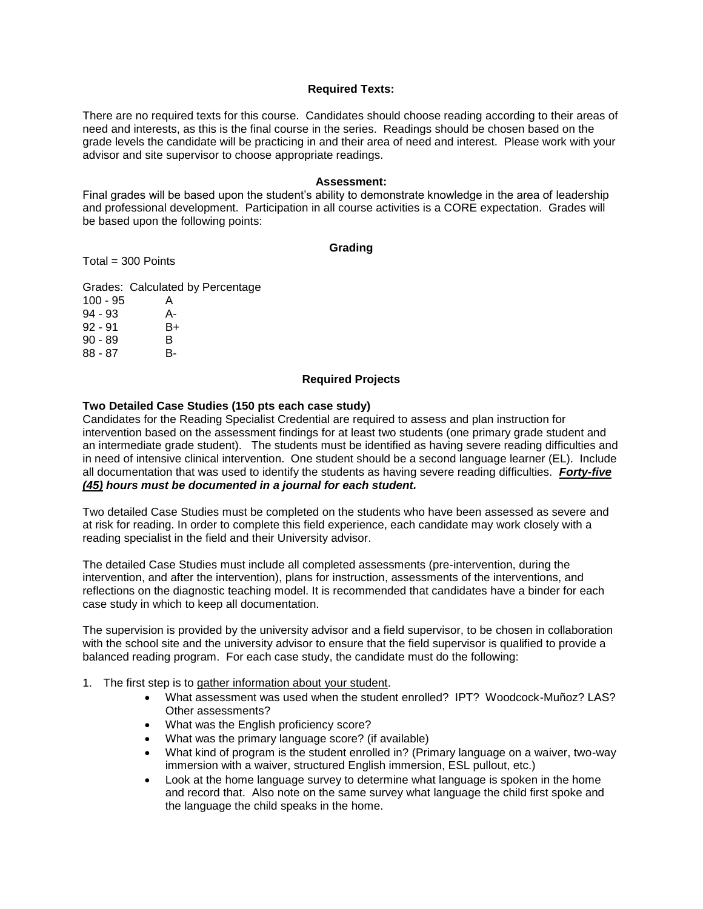**Required Texts:**

There are no required texts for this course. Candidates should choose reading according to their areas of need and interests, as this is the final course in the series. Readings should be chosen based on the grade levels the candidate will be practicing in and their area of need and interest. Please work with your advisor and site supervisor to choose appropriate readings.

**Assessment:**

Final grades will be based upon the student's ability to demonstrate knowledge in the area of leadership and professional development. Participation in all course activities is a CORE expectation. Grades will be based upon the following points:

**Grading**

Total = 300 Points

Grades: Calculated by Percentage

| | |
|---|---|
| 100 - 95 | A |
| 94 - 93 | A- |
| 92 - 91 | B+ |
| 90 - 89 | B |
| 88 - 87 | B- |

**Required Projects**

**Two Detailed Case Studies (150 pts each case study)**

Candidates for the Reading Specialist Credential are required to assess and plan instruction for intervention based on the assessment findings for at least two students (one primary grade student and an intermediate grade student). The students must be identified as having severe reading difficulties and in need of intensive clinical intervention. One student should be a second language learner (EL). Include all documentation that was used to identify the students as having severe reading difficulties. ***Forty-five (45)* hours must be documented in a journal for each student.**

Two detailed Case Studies must be completed on the students who have been assessed as severe and at risk for reading. In order to complete this field experience, each candidate may work closely with a reading specialist in the field and their University advisor.

The detailed Case Studies must include all completed assessments (pre-intervention, during the intervention, and after the intervention), plans for instruction, assessments of the interventions, and reflections on the diagnostic teaching model. It is recommended that candidates have a binder for each case study in which to keep all documentation.

The supervision is provided by the university advisor and a field supervisor, to be chosen in collaboration with the school site and the university advisor to ensure that the field supervisor is qualified to provide a balanced reading program. For each case study, the candidate must do the following:

1. The first step is to gather information about your student.
    - What assessment was used when the student enrolled? IPT? Woodcock-Muñoz? LAS? Other assessments?
    - What was the English proficiency score?
    - What was the primary language score? (if available)
    - What kind of program is the student enrolled in? (Primary language on a waiver, two-way immersion with a waiver, structured English immersion, ESL pullout, etc.)
    - Look at the home language survey to determine what language is spoken in the home and record that. Also note on the same survey what language the child first spoke and the language the child speaks in the home.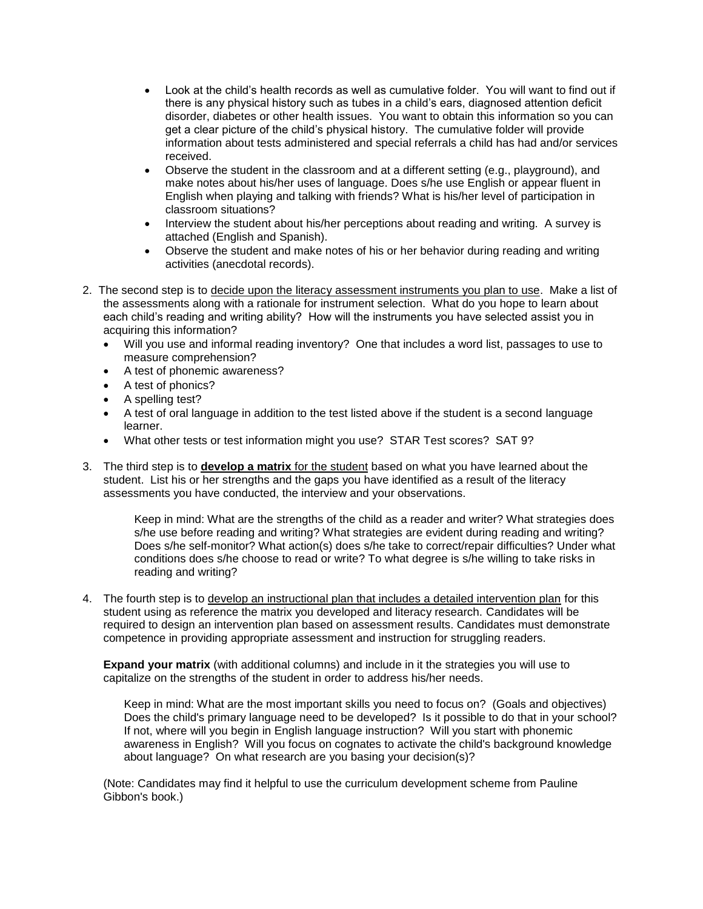- Look at the child's health records as well as cumulative folder. You will want to find out if there is any physical history such as tubes in a child's ears, diagnosed attention deficit disorder, diabetes or other health issues. You want to obtain this information so you can get a clear picture of the child's physical history. The cumulative folder will provide information about tests administered and special referrals a child has had and/or services received.
- Observe the student in the classroom and at a different setting (e.g., playground), and make notes about his/her uses of language. Does s/he use English or appear fluent in English when playing and talking with friends? What is his/her level of participation in classroom situations?
- Interview the student about his/her perceptions about reading and writing. A survey is attached (English and Spanish).
- Observe the student and make notes of his or her behavior during reading and writing activities (anecdotal records).

2. The second step is to <u>decide upon the literacy assessment instruments you plan to use</u>. Make a list of the assessments along with a rationale for instrument selection. What do you hope to learn about each child's reading and writing ability? How will the instruments you have selected assist you in acquiring this information?
   - Will you use and informal reading inventory? One that includes a word list, passages to use to measure comprehension?
   - A test of phonemic awareness?
   - A test of phonics?
   - A spelling test?
   - A test of oral language in addition to the test listed above if the student is a second language learner.
   - What other tests or test information might you use? STAR Test scores? SAT 9?

3. The third step is to <u>**develop a matrix** for the student</u> based on what you have learned about the student. List his or her strengths and the gaps you have identified as a result of the literacy assessments you have conducted, the interview and your observations.

   Keep in mind: What are the strengths of the child as a reader and writer? What strategies does s/he use before reading and writing? What strategies are evident during reading and writing? Does s/he self-monitor? What action(s) does s/he take to correct/repair difficulties? Under what conditions does s/he choose to read or write? To what degree is s/he willing to take risks in reading and writing?

4. The fourth step is to <u>develop an instructional plan that includes a detailed intervention plan</u> for this student using as reference the matrix you developed and literacy research. Candidates will be required to design an intervention plan based on assessment results. Candidates must demonstrate competence in providing appropriate assessment and instruction for struggling readers.

   **Expand your matrix** (with additional columns) and include in it the strategies you will use to capitalize on the strengths of the student in order to address his/her needs.

   Keep in mind: What are the most important skills you need to focus on? (Goals and objectives) Does the child's primary language need to be developed? Is it possible to do that in your school? If not, where will you begin in English language instruction? Will you start with phonemic awareness in English? Will you focus on cognates to activate the child's background knowledge about language? On what research are you basing your decision(s)?

   (Note: Candidates may find it helpful to use the curriculum development scheme from Pauline Gibbon's book.)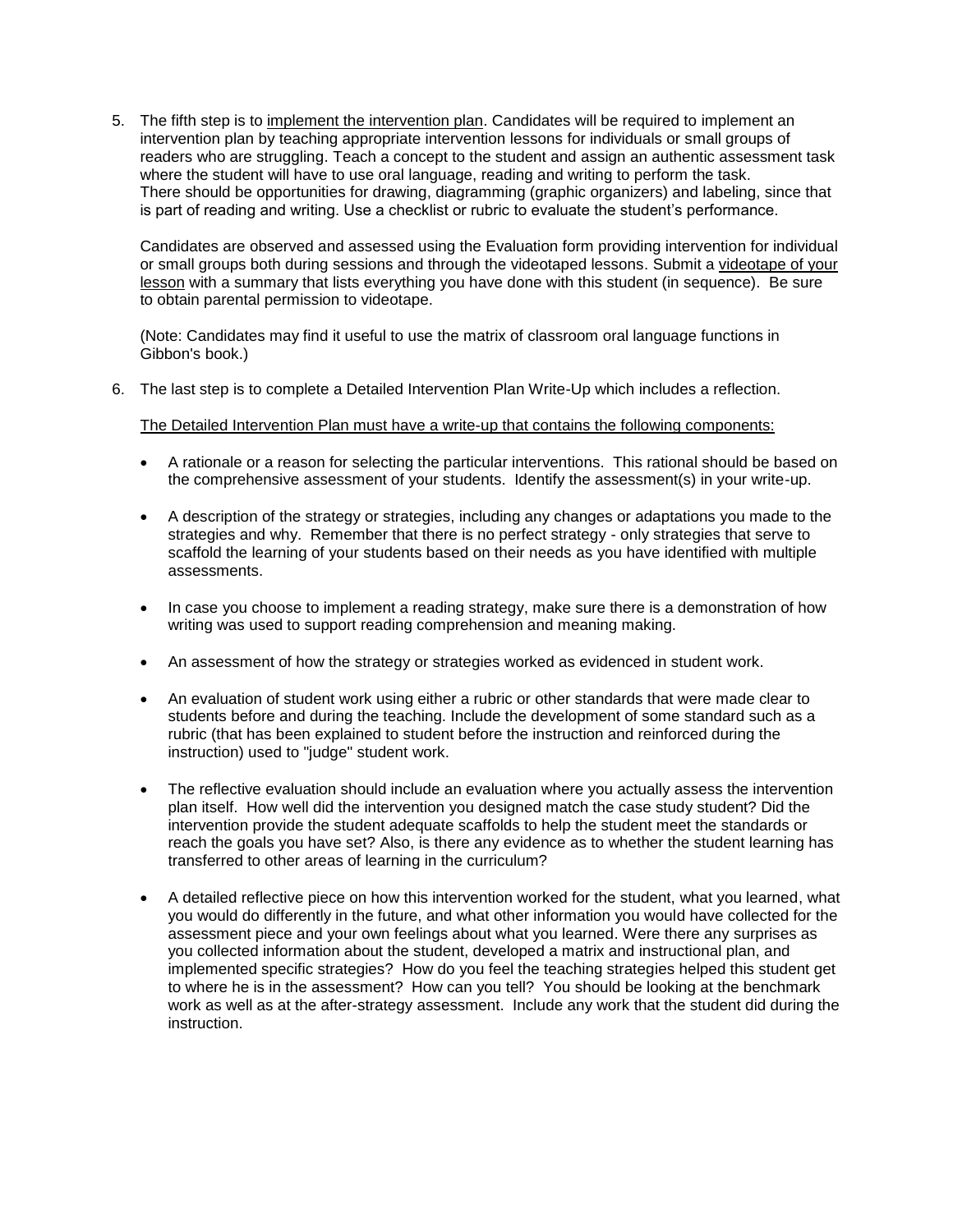5. The fifth step is to <u>implement the intervention plan</u>. Candidates will be required to implement an intervention plan by teaching appropriate intervention lessons for individuals or small groups of readers who are struggling. Teach a concept to the student and assign an authentic assessment task where the student will have to use oral language, reading and writing to perform the task. There should be opportunities for drawing, diagramming (graphic organizers) and labeling, since that is part of reading and writing. Use a checklist or rubric to evaluate the student's performance.

   Candidates are observed and assessed using the Evaluation form providing intervention for individual or small groups both during sessions and through the videotaped lessons. Submit a <u>videotape of your lesson</u> with a summary that lists everything you have done with this student (in sequence). Be sure to obtain parental permission to videotape.

   (Note: Candidates may find it useful to use the matrix of classroom oral language functions in Gibbon's book.)

6. The last step is to complete a Detailed Intervention Plan Write-Up which includes a reflection.

   <u>The Detailed Intervention Plan must have a write-up that contains the following components:</u>

   - A rationale or a reason for selecting the particular interventions. This rational should be based on the comprehensive assessment of your students. Identify the assessment(s) in your write-up.

   - A description of the strategy or strategies, including any changes or adaptations you made to the strategies and why. Remember that there is no perfect strategy - only strategies that serve to scaffold the learning of your students based on their needs as you have identified with multiple assessments.

   - In case you choose to implement a reading strategy, make sure there is a demonstration of how writing was used to support reading comprehension and meaning making.

   - An assessment of how the strategy or strategies worked as evidenced in student work.

   - An evaluation of student work using either a rubric or other standards that were made clear to students before and during the teaching. Include the development of some standard such as a rubric (that has been explained to student before the instruction and reinforced during the instruction) used to "judge" student work.

   - The reflective evaluation should include an evaluation where you actually assess the intervention plan itself. How well did the intervention you designed match the case study student? Did the intervention provide the student adequate scaffolds to help the student meet the standards or reach the goals you have set? Also, is there any evidence as to whether the student learning has transferred to other areas of learning in the curriculum?

   - A detailed reflective piece on how this intervention worked for the student, what you learned, what you would do differently in the future, and what other information you would have collected for the assessment piece and your own feelings about what you learned. Were there any surprises as you collected information about the student, developed a matrix and instructional plan, and implemented specific strategies? How do you feel the teaching strategies helped this student get to where he is in the assessment? How can you tell? You should be looking at the benchmark work as well as at the after-strategy assessment. Include any work that the student did during the instruction.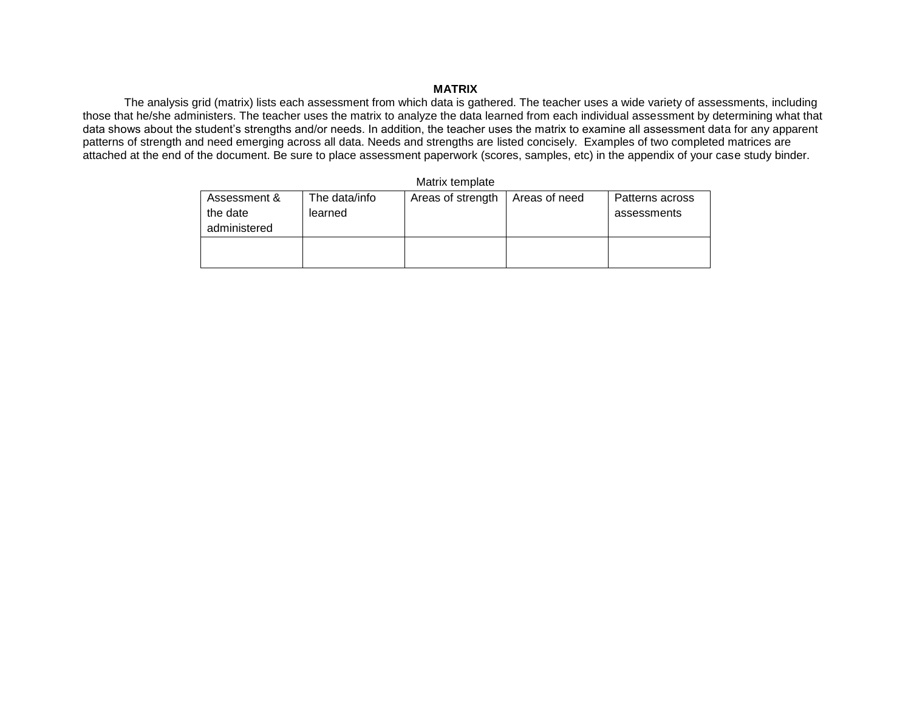**MATRIX**

The analysis grid (matrix) lists each assessment from which data is gathered. The teacher uses a wide variety of assessments, including those that he/she administers. The teacher uses the matrix to analyze the data learned from each individual assessment by determining what that data shows about the student's strengths and/or needs. In addition, the teacher uses the matrix to examine all assessment data for any apparent patterns of strength and need emerging across all data. Needs and strengths are listed concisely. Examples of two completed matrices are attached at the end of the document. Be sure to place assessment paperwork (scores, samples, etc) in the appendix of your case study binder.

Matrix template

| Assessment & the date administered | The data/info learned | Areas of strength | Areas of need | Patterns across assessments |
| --- | --- | --- | --- | --- |
| | | | | |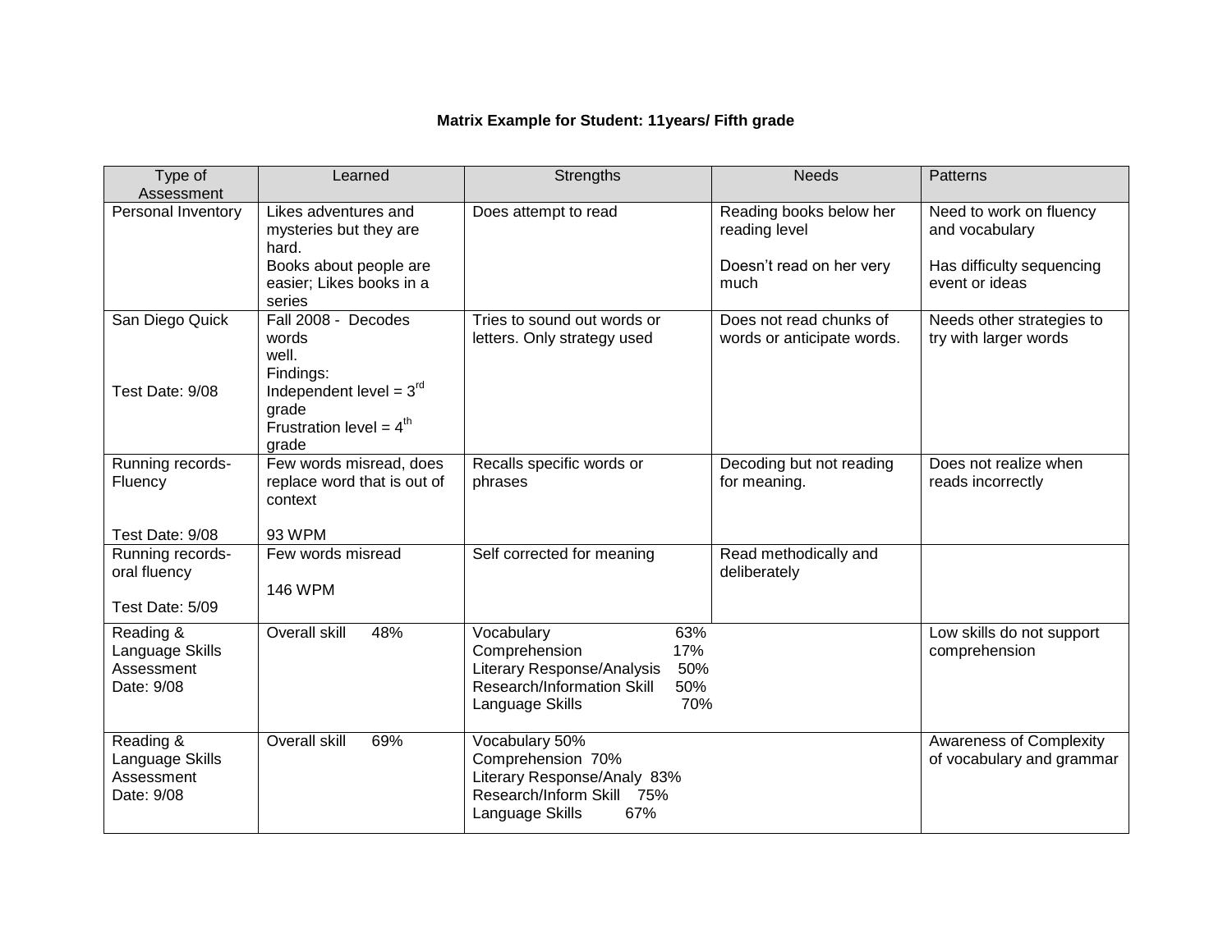**Matrix Example for Student: 11years/ Fifth grade**

| Type of Assessment | Learned | Strengths | Needs | Patterns |
|---|---|---|---|---|
| Personal Inventory | Likes adventures and mysteries but they are hard.<br>Books about people are easier; Likes books in a series | Does attempt to read | Reading books below her reading level<br><br>Doesn't read on her very much | Need to work on fluency and vocabulary<br><br>Has difficulty sequencing event or ideas |
| San Diego Quick<br><br>Test Date: 9/08 | Fall 2008 - Decodes words well.<br>Findings:<br>Independent level = 3rd grade<br>Frustration level = 4th grade | Tries to sound out words or letters. Only strategy used | Does not read chunks of words or anticipate words. | Needs other strategies to try with larger words |
| Running records- Fluency<br><br>Test Date: 9/08 | Few words misread, does replace word that is out of context<br><br>93 WPM | Recalls specific words or phrases | Decoding but not reading for meaning. | Does not realize when reads incorrectly |
| Running records- oral fluency<br><br>Test Date: 5/09 | Few words misread<br><br>146 WPM | Self corrected for meaning | Read methodically and deliberately | |
| Reading & Language Skills Assessment Date: 9/08 | Overall skill 48% | Vocabulary 63%<br>Comprehension 17%<br>Literary Response/Analysis 50%<br>Research/Information Skill 50%<br>Language Skills 70% | | Low skills do not support comprehension |
| Reading & Language Skills Assessment Date: 9/08 | Overall skill 69% | Vocabulary 50%<br>Comprehension 70%<br>Literary Response/Analy 83%<br>Research/Inform Skill 75%<br>Language Skills 67% | | Awareness of Complexity of vocabulary and grammar |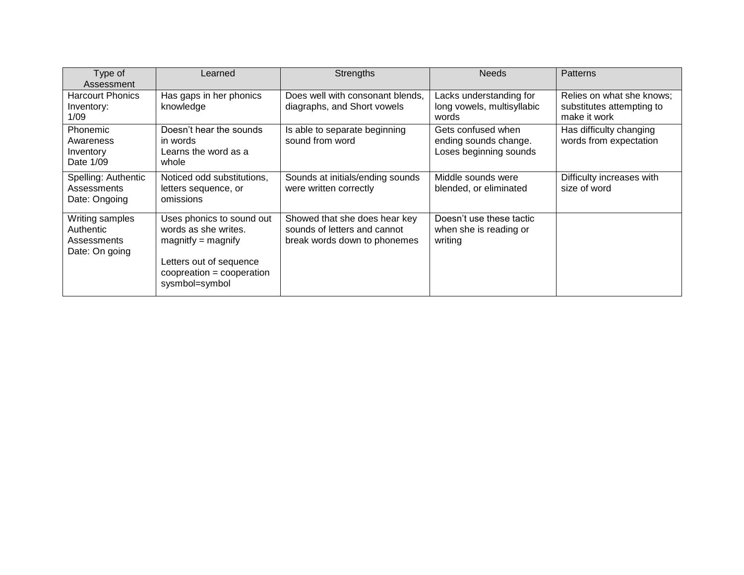| Type of Assessment | Learned | Strengths | Needs | Patterns |
|---|---|---|---|---|
| Harcourt Phonics Inventory: 1/09 | Has gaps in her phonics knowledge | Does well with consonant blends, diagraphs, and Short vowels | Lacks understanding for long vowels, multisyllabic words | Relies on what she knows; substitutes attempting to make it work |
| Phonemic Awareness Inventory Date 1/09 | Doesn't hear the sounds in words<br>Learns the word as a whole | Is able to separate beginning sound from word | Gets confused when ending sounds change.<br>Loses beginning sounds | Has difficulty changing words from expectation |
| Spelling: Authentic Assessments Date: Ongoing | Noticed odd substitutions, letters sequence, or omissions | Sounds at initials/ending sounds were written correctly | Middle sounds were blended, or eliminated | Difficulty increases with size of word |
| Writing samples Authentic Assessments Date: On going | Uses phonics to sound out words as she writes. magnitfy = magnify<br><br>Letters out of sequence coopreation = cooperation sysmbol=symbol | Showed that she does hear key sounds of letters and cannot break words down to phonemes | Doesn't use these tactic when she is reading or writing | |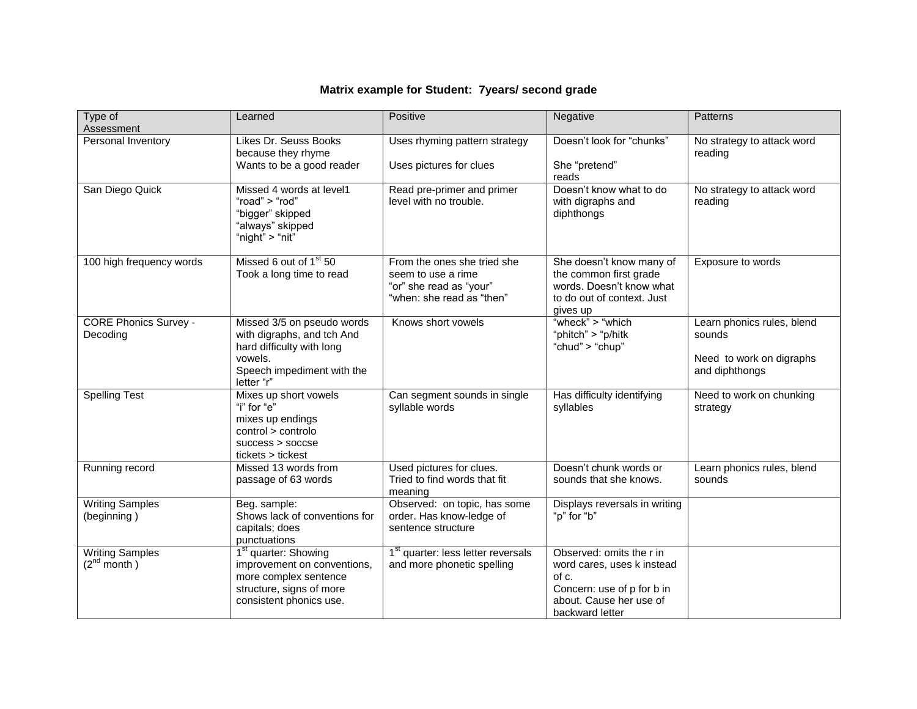**Matrix example for Student: 7years/ second grade**

| Type of Assessment | Learned | Positive | Negative | Patterns |
|---|---|---|---|---|
| Personal Inventory | Likes Dr. Seuss Books because they rhyme<br>Wants to be a good reader | Uses rhyming pattern strategy<br><br>Uses pictures for clues | Doesn't look for "chunks"<br><br>She "pretend" reads | No strategy to attack word reading |
| San Diego Quick | Missed 4 words at level1<br>"road" > "rod"<br>"bigger" skipped<br>"always" skipped<br>"night" > "nit" | Read pre-primer and primer level with no trouble. | Doesn't know what to do with digraphs and diphthongs | No strategy to attack word reading |
| 100 high frequency words | Missed 6 out of 1st 50<br>Took a long time to read | From the ones she tried she seem to use a rime<br>"or" she read as "your"<br>"when: she read as "then" | She doesn't know many of the common first grade words. Doesn't know what to do out of context. Just gives up | Exposure to words |
| CORE Phonics Survey - Decoding | Missed 3/5 on pseudo words with digraphs, and tch And hard difficulty with long vowels.<br>Speech impediment with the letter "r" | Knows short vowels | "wheck" > "which<br>"phitch" > "p/hitk<br>"chud" > "chup" | Learn phonics rules, blend sounds<br><br>Need to work on digraphs and diphthongs |
| Spelling Test | Mixes up short vowels<br>"i" for "e"<br>mixes up endings<br>control > controlo<br>success > soccse<br>tickets > tickest | Can segment sounds in single syllable words | Has difficulty identifying syllables | Need to work on chunking strategy |
| Running record | Missed 13 words from passage of 63 words | Used pictures for clues.<br>Tried to find words that fit meaning | Doesn't chunk words or sounds that she knows. | Learn phonics rules, blend sounds |
| Writing Samples (beginning ) | Beg. sample:<br>Shows lack of conventions for capitals; does punctuations | Observed: on topic, has some order. Has know-ledge of sentence structure | Displays reversals in writing "p" for "b" | |
| Writing Samples (2nd month ) | 1st quarter: Showing improvement on conventions, more complex sentence structure, signs of more consistent phonics use. | 1st quarter: less letter reversals and more phonetic spelling | Observed: omits the r in word cares, uses k instead of c.<br>Concern: use of p for b in about. Cause her use of backward letter | |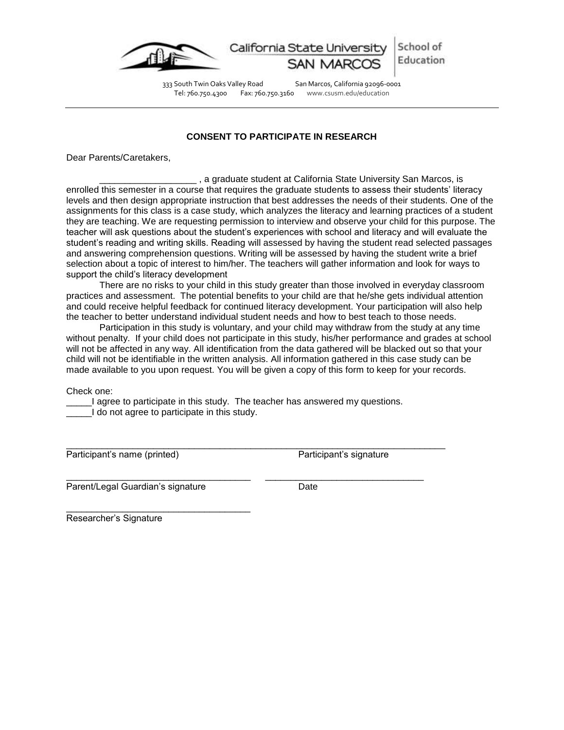California State University SAN MARCOS | School of Education

333 South Twin Oaks Valley Road San Marcos, California 92096-0001
Tel: 760.750.4300 Fax: 760.750.3160 www.csusm.edu/education

---

**CONSENT TO PARTICIPATE IN RESEARCH**

Dear Parents/Caretakers,

___________________ , a graduate student at California State University San Marcos, is enrolled this semester in a course that requires the graduate students to assess their students' literacy levels and then design appropriate instruction that best addresses the needs of their students. One of the assignments for this class is a case study, which analyzes the literacy and learning practices of a student they are teaching. We are requesting permission to interview and observe your child for this purpose. The teacher will ask questions about the student's experiences with school and literacy and will evaluate the student's reading and writing skills. Reading will assessed by having the student read selected passages and answering comprehension questions. Writing will be assessed by having the student write a brief selection about a topic of interest to him/her. The teachers will gather information and look for ways to support the child's literacy development

There are no risks to your child in this study greater than those involved in everyday classroom practices and assessment. The potential benefits to your child are that he/she gets individual attention and could receive helpful feedback for continued literacy development. Your participation will also help the teacher to better understand individual student needs and how to best teach to those needs.

Participation in this study is voluntary, and your child may withdraw from the study at any time without penalty. If your child does not participate in this study, his/her performance and grades at school will not be affected in any way. All identification from the data gathered will be blacked out so that your child will not be identifiable in the written analysis. All information gathered in this case study can be made available to you upon request. You will be given a copy of this form to keep for your records.

Check one:

_____I agree to participate in this study. The teacher has answered my questions.

_____I do not agree to participate in this study.

___________________________________________ ___________________________________

Participant's name (printed) Participant's signature

___________________________________ ______________________________

Parent/Legal Guardian's signature Date

___________________________________

Researcher's Signature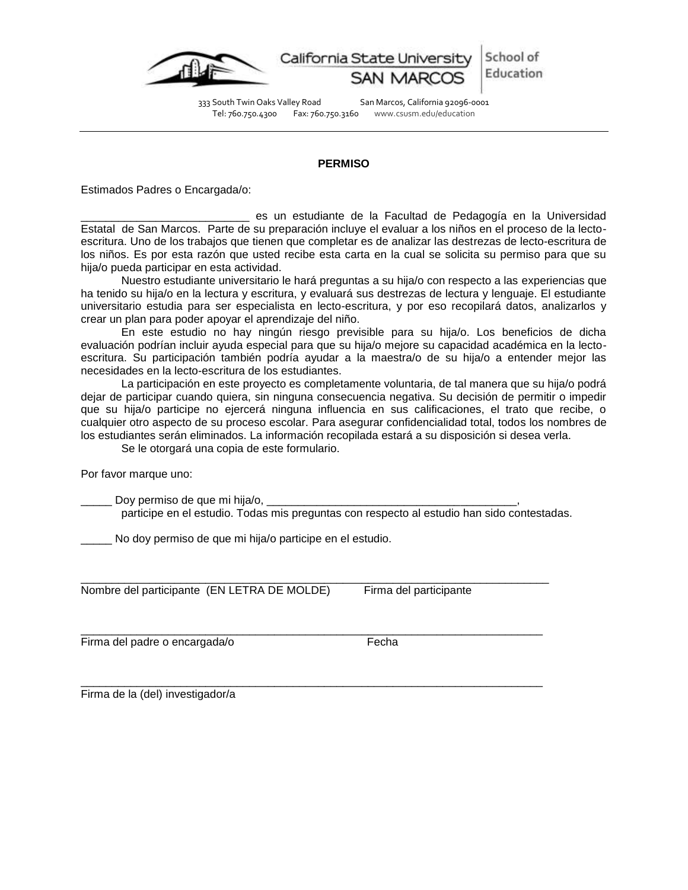California State University SAN MARCOS | School of Education

333 South Twin Oaks Valley Road San Marcos, California 92096-0001
Tel: 760.750.4300 Fax: 760.750.3160 www.csusm.edu/education

---

**PERMISO**

Estimados Padres o Encargada/o:

__________________________ es un estudiante de la Facultad de Pedagogía en la Universidad Estatal de San Marcos. Parte de su preparación incluye el evaluar a los niños en el proceso de la lecto-escritura. Uno de los trabajos que tienen que completar es de analizar las destrezas de lecto-escritura de los niños. Es por esta razón que usted recibe esta carta en la cual se solicita su permiso para que su hija/o pueda participar en esta actividad.

Nuestro estudiante universitario le hará preguntas a su hija/o con respecto a las experiencias que ha tenido su hija/o en la lectura y escritura, y evaluará sus destrezas de lectura y lenguaje. El estudiante universitario estudia para ser especialista en lecto-escritura, y por eso recopilará datos, analizarlos y crear un plan para poder apoyar el aprendizaje del niño.

En este estudio no hay ningún riesgo previsible para su hija/o. Los beneficios de dicha evaluación podrían incluir ayuda especial para que su hija/o mejore su capacidad académica en la lecto-escritura. Su participación también podría ayudar a la maestra/o de su hija/o a entender mejor las necesidades en la lecto-escritura de los estudiantes.

La participación en este proyecto es completamente voluntaria, de tal manera que su hija/o podrá dejar de participar cuando quiera, sin ninguna consecuencia negativa. Su decisión de permitir o impedir que su hija/o participe no ejercerá ninguna influencia en sus calificaciones, el trato que recibe, o cualquier otro aspecto de su proceso escolar. Para asegurar confidencialidad total, todos los nombres de los estudiantes serán eliminados. La información recopilada estará a su disposición si desea verla.

Se le otorgará una copia de este formulario.

Por favor marque uno:

_____ Doy permiso de que mi hija/o, ________________________________________,
participe en el estudio. Todas mis preguntas con respecto al estudio han sido contestadas.

_____ No doy permiso de que mi hija/o participe en el estudio.

_____________________________________________________________________________

Nombre del participante (EN LETRA DE MOLDE) Firma del participante

_____________________________________________________________________________

Firma del padre o encargada/o Fecha

_____________________________________________________________________________

Firma de la (del) investigador/a